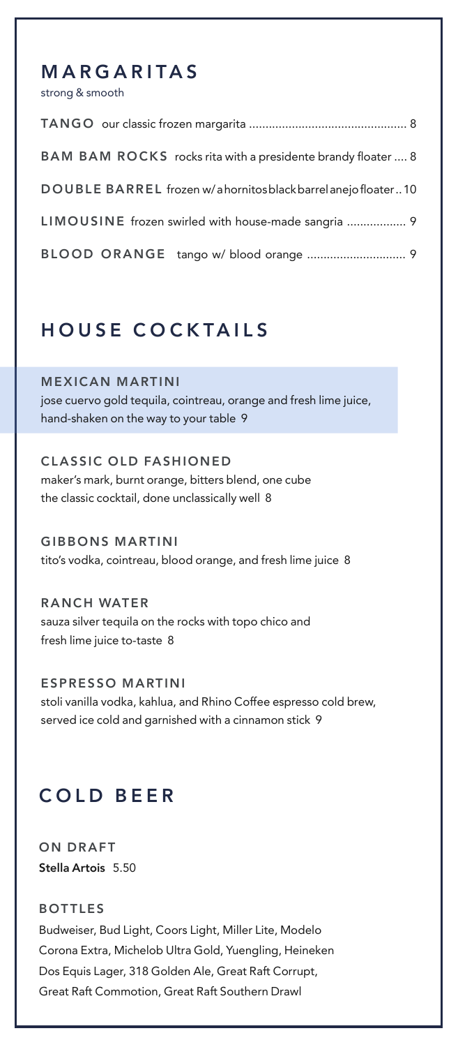## MARGARITAS

strong & smooth

**TANGO** our classic frozen margarita ............................................... 8

**BAM BAM ROCKS** rocks rita with a presidente brandy floater .... 8

**DOUBLE BARREL** frozen w/ a hornitos black barrel anejo floater .. 10

**LIMOUSINE** frozen swirled with house-made sangria .................. 9

**BLOOD ORANGE** tango w/ blood orange ............................. 9

## HOUSE COCKTAILS

### MEXICAN MARTINI

jose cuervo gold tequila, cointreau, orange and fresh lime juice, hand-shaken on the way to your table 9

### CLASSIC OLD FASHIONED

maker's mark, burnt orange, bitters blend, one cube
the classic cocktail, done unclassically well 8

### GIBBONS MARTINI

tito's vodka, cointreau, blood orange, and fresh lime juice 8

### RANCH WATER

sauza silver tequila on the rocks with topo chico and fresh lime juice to-taste 8

### ESPRESSO MARTINI

stoli vanilla vodka, kahlua, and Rhino Coffee espresso cold brew, served ice cold and garnished with a cinnamon stick 9

## COLD BEER

### ON DRAFT

**Stella Artois** 5.50

### BOTTLES

Budweiser, Bud Light, Coors Light, Miller Lite, Modelo
Corona Extra, Michelob Ultra Gold, Yuengling, Heineken
Dos Equis Lager, 318 Golden Ale, Great Raft Corrupt,
Great Raft Commotion, Great Raft Southern Drawl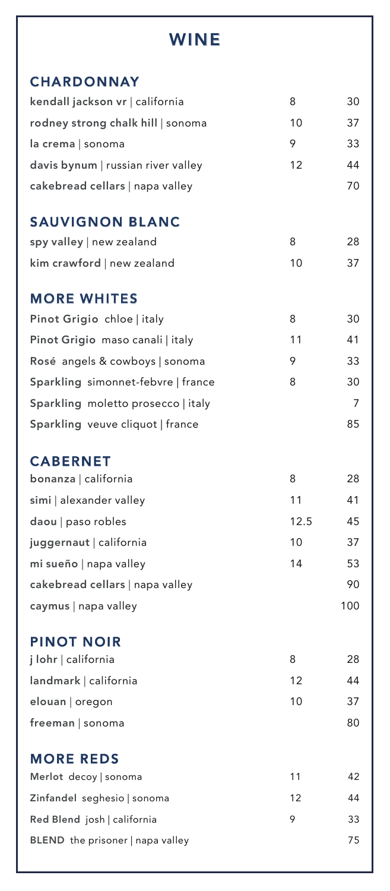# WINE

## CHARDONNAY

| | | |
|---|---|---|
| **kendall jackson vr** \| california | 8 | 30 |
| **rodney strong chalk hill** \| sonoma | 10 | 37 |
| **la crema** \| sonoma | 9 | 33 |
| **davis bynum** \| russian river valley | 12 | 44 |
| **cakebread cellars** \| napa valley | | 70 |

## SAUVIGNON BLANC

| | | |
|---|---|---|
| **spy valley** \| new zealand | 8 | 28 |
| **kim crawford** \| new zealand | 10 | 37 |

## MORE WHITES

| | | |
|---|---|---|
| **Pinot Grigio** chloe \| italy | 8 | 30 |
| **Pinot Grigio** maso canali \| italy | 11 | 41 |
| **Rosé** angels & cowboys \| sonoma | 9 | 33 |
| **Sparkling** simonnet-febvre \| france | 8 | 30 |
| **Sparkling** moletto prosecco \| italy | | 7 |
| **Sparkling** veuve cliquot \| france | | 85 |

## CABERNET

| | | |
|---|---|---|
| **bonanza** \| california | 8 | 28 |
| **simi** \| alexander valley | 11 | 41 |
| **daou** \| paso robles | 12.5 | 45 |
| **juggernaut** \| california | 10 | 37 |
| **mi sueño** \| napa valley | 14 | 53 |
| **cakebread cellars** \| napa valley | | 90 |
| **caymus** \| napa valley | | 100 |

## PINOT NOIR

| | | |
|---|---|---|
| **j lohr** \| california | 8 | 28 |
| **landmark** \| california | 12 | 44 |
| **elouan** \| oregon | 10 | 37 |
| **freeman** \| sonoma | | 80 |

## MORE REDS

| | | |
|---|---|---|
| **Merlot** decoy \| sonoma | 11 | 42 |
| **Zinfandel** seghesio \| sonoma | 12 | 44 |
| **Red Blend** josh \| california | 9 | 33 |
| **BLEND** the prisoner \| napa valley | | 75 |